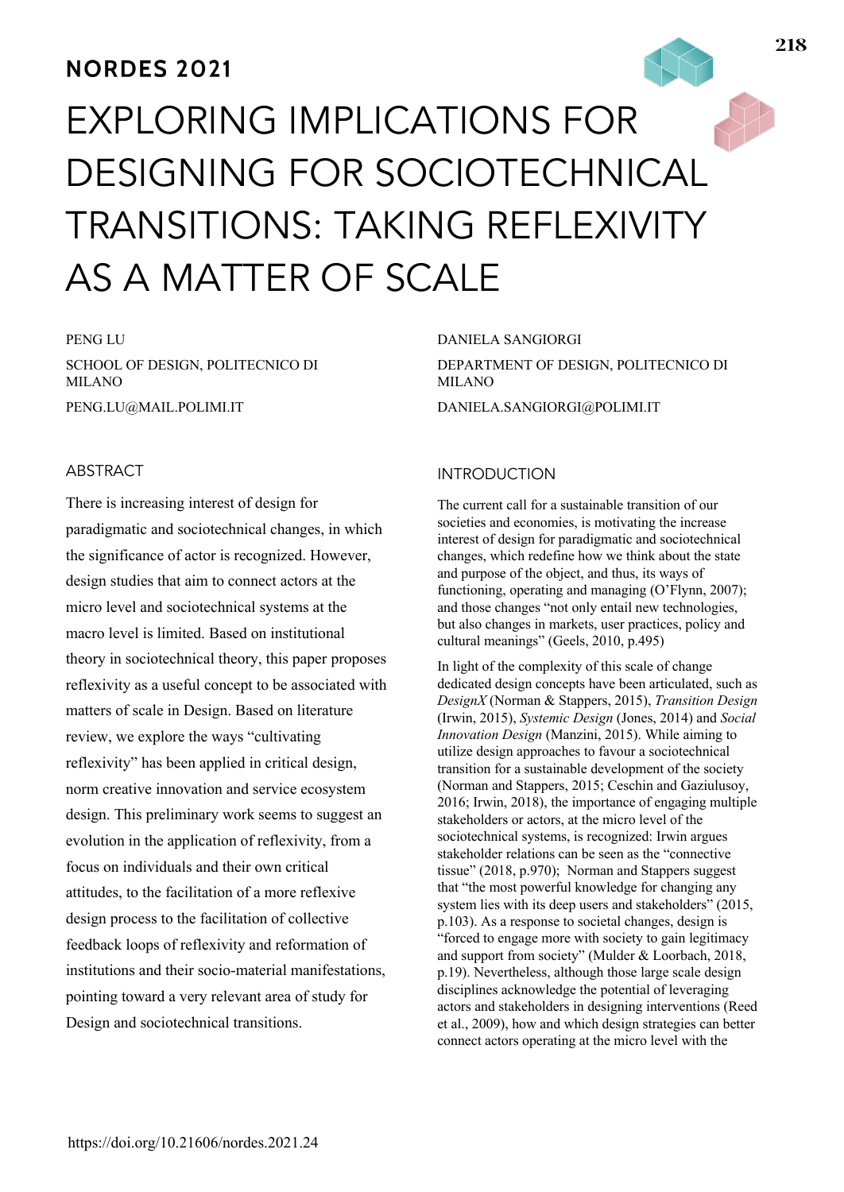NORDES 2021

# EXPLORING IMPLICATIONS FOR DESIGNING FOR SOCIOTECHNICAL TRANSITIONS: TAKING REFLEXIVITY AS A MATTER OF SCALE

PENG LU

SCHOOL OF DESIGN, POLITECNICO DI MILANO

PENG.LU@MAIL.POLIMI.IT

DANIELA SANGIORGI

DEPARTMENT OF DESIGN, POLITECNICO DI MILANO

DANIELA.SANGIORGI@POLIMI.IT

## ABSTRACT

There is increasing interest of design for paradigmatic and sociotechnical changes, in which the significance of actor is recognized. However, design studies that aim to connect actors at the micro level and sociotechnical systems at the macro level is limited. Based on institutional theory in sociotechnical theory, this paper proposes reflexivity as a useful concept to be associated with matters of scale in Design. Based on literature review, we explore the ways "cultivating reflexivity" has been applied in critical design, norm creative innovation and service ecosystem design. This preliminary work seems to suggest an evolution in the application of reflexivity, from a focus on individuals and their own critical attitudes, to the facilitation of a more reflexive design process to the facilitation of collective feedback loops of reflexivity and reformation of institutions and their socio-material manifestations, pointing toward a very relevant area of study for Design and sociotechnical transitions.

## INTRODUCTION

The current call for a sustainable transition of our societies and economies, is motivating the increase interest of design for paradigmatic and sociotechnical changes, which redefine how we think about the state and purpose of the object, and thus, its ways of functioning, operating and managing (O'Flynn, 2007); and those changes "not only entail new technologies, but also changes in markets, user practices, policy and cultural meanings" (Geels, 2010, p.495)

In light of the complexity of this scale of change dedicated design concepts have been articulated, such as *DesignX* (Norman & Stappers, 2015), *Transition Design* (Irwin, 2015), *Systemic Design* (Jones, 2014) and *Social Innovation Design* (Manzini, 2015). While aiming to utilize design approaches to favour a sociotechnical transition for a sustainable development of the society (Norman and Stappers, 2015; Ceschin and Gaziulusoy, 2016; Irwin, 2018), the importance of engaging multiple stakeholders or actors, at the micro level of the sociotechnical systems, is recognized: Irwin argues stakeholder relations can be seen as the "connective tissue" (2018, p.970); Norman and Stappers suggest that "the most powerful knowledge for changing any system lies with its deep users and stakeholders" (2015, p.103). As a response to societal changes, design is "forced to engage more with society to gain legitimacy and support from society" (Mulder & Loorbach, 2018, p.19). Nevertheless, although those large scale design disciplines acknowledge the potential of leveraging actors and stakeholders in designing interventions (Reed et al., 2009), how and which design strategies can better connect actors operating at the micro level with the

https://doi.org/10.21606/nordes.2021.24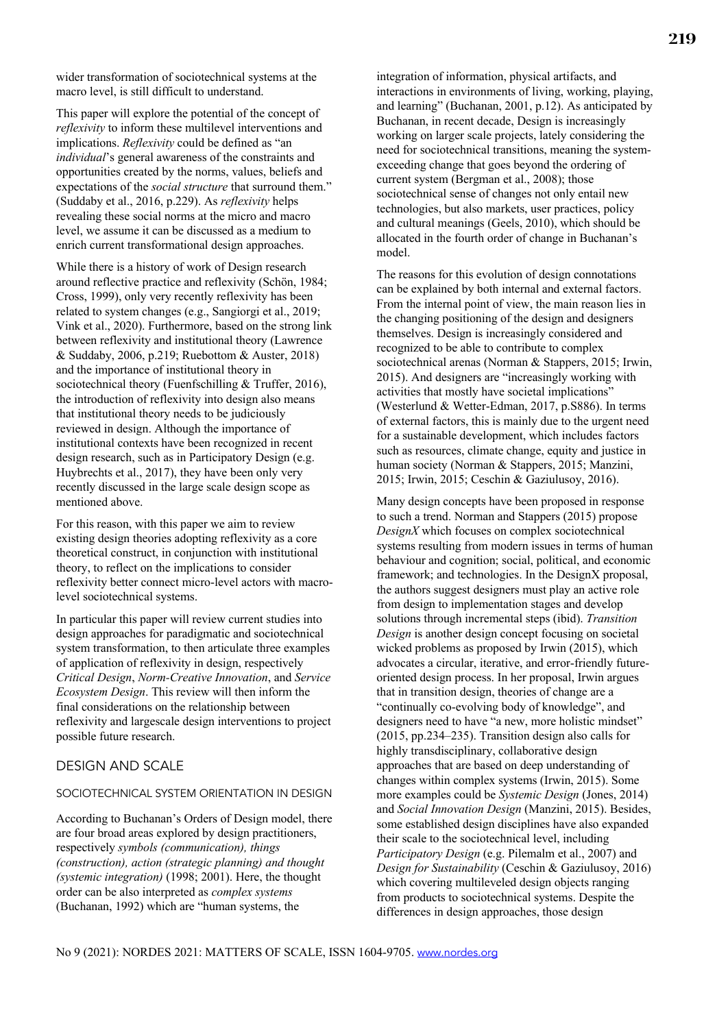wider transformation of sociotechnical systems at the macro level, is still difficult to understand.

This paper will explore the potential of the concept of *reflexivity* to inform these multilevel interventions and implications. *Reflexivity* could be defined as "an *individual*'s general awareness of the constraints and opportunities created by the norms, values, beliefs and expectations of the *social structure* that surround them." (Suddaby et al., 2016, p.229). As *reflexivity* helps revealing these social norms at the micro and macro level, we assume it can be discussed as a medium to enrich current transformational design approaches.

While there is a history of work of Design research around reflective practice and reflexivity (Schön, 1984; Cross, 1999), only very recently reflexivity has been related to system changes (e.g., Sangiorgi et al., 2019; Vink et al., 2020). Furthermore, based on the strong link between reflexivity and institutional theory (Lawrence & Suddaby, 2006, p.219; Ruebottom & Auster, 2018) and the importance of institutional theory in sociotechnical theory (Fuenfschilling & Truffer, 2016), the introduction of reflexivity into design also means that institutional theory needs to be judiciously reviewed in design. Although the importance of institutional contexts have been recognized in recent design research, such as in Participatory Design (e.g. Huybrechts et al., 2017), they have been only very recently discussed in the large scale design scope as mentioned above.

For this reason, with this paper we aim to review existing design theories adopting reflexivity as a core theoretical construct, in conjunction with institutional theory, to reflect on the implications to consider reflexivity better connect micro-level actors with macro-level sociotechnical systems.

In particular this paper will review current studies into design approaches for paradigmatic and sociotechnical system transformation, to then articulate three examples of application of reflexivity in design, respectively *Critical Design*, *Norm-Creative Innovation*, and *Service Ecosystem Design*. This review will then inform the final considerations on the relationship between reflexivity and largescale design interventions to project possible future research.

## DESIGN AND SCALE

### SOCIOTECHNICAL SYSTEM ORIENTATION IN DESIGN

According to Buchanan's Orders of Design model, there are four broad areas explored by design practitioners, respectively *symbols (communication), things (construction), action (strategic planning) and thought (systemic integration)* (1998; 2001). Here, the thought order can be also interpreted as *complex systems* (Buchanan, 1992) which are "human systems, the integration of information, physical artifacts, and interactions in environments of living, working, playing, and learning" (Buchanan, 2001, p.12). As anticipated by Buchanan, in recent decade, Design is increasingly working on larger scale projects, lately considering the need for sociotechnical transitions, meaning the system-exceeding change that goes beyond the ordering of current system (Bergman et al., 2008); those sociotechnical sense of changes not only entail new technologies, but also markets, user practices, policy and cultural meanings (Geels, 2010), which should be allocated in the fourth order of change in Buchanan's model.

The reasons for this evolution of design connotations can be explained by both internal and external factors. From the internal point of view, the main reason lies in the changing positioning of the design and designers themselves. Design is increasingly considered and recognized to be able to contribute to complex sociotechnical arenas (Norman & Stappers, 2015; Irwin, 2015). And designers are "increasingly working with activities that mostly have societal implications" (Westerlund & Wetter-Edman, 2017, p.S886). In terms of external factors, this is mainly due to the urgent need for a sustainable development, which includes factors such as resources, climate change, equity and justice in human society (Norman & Stappers, 2015; Manzini, 2015; Irwin, 2015; Ceschin & Gaziulusoy, 2016).

Many design concepts have been proposed in response to such a trend. Norman and Stappers (2015) propose *DesignX* which focuses on complex sociotechnical systems resulting from modern issues in terms of human behaviour and cognition; social, political, and economic framework; and technologies. In the DesignX proposal, the authors suggest designers must play an active role from design to implementation stages and develop solutions through incremental steps (ibid). *Transition Design* is another design concept focusing on societal wicked problems as proposed by Irwin (2015), which advocates a circular, iterative, and error-friendly future-oriented design process. In her proposal, Irwin argues that in transition design, theories of change are a "continually co-evolving body of knowledge", and designers need to have "a new, more holistic mindset" (2015, pp.234–235). Transition design also calls for highly transdisciplinary, collaborative design approaches that are based on deep understanding of changes within complex systems (Irwin, 2015). Some more examples could be *Systemic Design* (Jones, 2014) and *Social Innovation Design* (Manzini, 2015). Besides, some established design disciplines have also expanded their scale to the sociotechnical level, including *Participatory Design* (e.g. Pilemalm et al., 2007) and *Design for Sustainability* (Ceschin & Gaziulusoy, 2016) which covering multileveled design objects ranging from products to sociotechnical systems. Despite the differences in design approaches, those design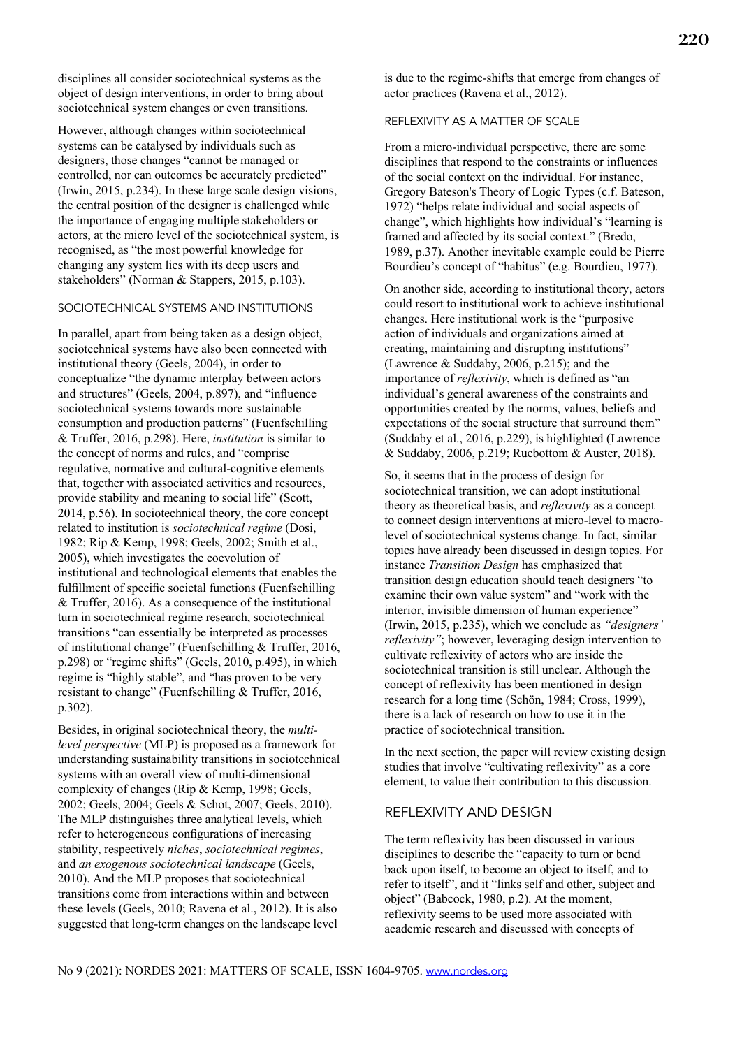disciplines all consider sociotechnical systems as the object of design interventions, in order to bring about sociotechnical system changes or even transitions.

However, although changes within sociotechnical systems can be catalysed by individuals such as designers, those changes "cannot be managed or controlled, nor can outcomes be accurately predicted" (Irwin, 2015, p.234). In these large scale design visions, the central position of the designer is challenged while the importance of engaging multiple stakeholders or actors, at the micro level of the sociotechnical system, is recognised, as "the most powerful knowledge for changing any system lies with its deep users and stakeholders" (Norman & Stappers, 2015, p.103).

### SOCIOTECHNICAL SYSTEMS AND INSTITUTIONS

In parallel, apart from being taken as a design object, sociotechnical systems have also been connected with institutional theory (Geels, 2004), in order to conceptualize "the dynamic interplay between actors and structures" (Geels, 2004, p.897), and "influence sociotechnical systems towards more sustainable consumption and production patterns" (Fuenfschilling & Truffer, 2016, p.298). Here, *institution* is similar to the concept of norms and rules, and "comprise regulative, normative and cultural-cognitive elements that, together with associated activities and resources, provide stability and meaning to social life" (Scott, 2014, p.56). In sociotechnical theory, the core concept related to institution is *sociotechnical regime* (Dosi, 1982; Rip & Kemp, 1998; Geels, 2002; Smith et al., 2005), which investigates the coevolution of institutional and technological elements that enables the fulfillment of specific societal functions (Fuenfschilling & Truffer, 2016). As a consequence of the institutional turn in sociotechnical regime research, sociotechnical transitions "can essentially be interpreted as processes of institutional change" (Fuenfschilling & Truffer, 2016, p.298) or "regime shifts" (Geels, 2010, p.495), in which regime is "highly stable", and "has proven to be very resistant to change" (Fuenfschilling & Truffer, 2016, p.302).

Besides, in original sociotechnical theory, the *multi-level perspective* (MLP) is proposed as a framework for understanding sustainability transitions in sociotechnical systems with an overall view of multi-dimensional complexity of changes (Rip & Kemp, 1998; Geels, 2002; Geels, 2004; Geels & Schot, 2007; Geels, 2010). The MLP distinguishes three analytical levels, which refer to heterogeneous configurations of increasing stability, respectively *niches*, *sociotechnical regimes*, and *an exogenous sociotechnical landscape* (Geels, 2010). And the MLP proposes that sociotechnical transitions come from interactions within and between these levels (Geels, 2010; Ravena et al., 2012). It is also suggested that long-term changes on the landscape level is due to the regime-shifts that emerge from changes of actor practices (Ravena et al., 2012).

### REFLEXIVITY AS A MATTER OF SCALE

From a micro-individual perspective, there are some disciplines that respond to the constraints or influences of the social context on the individual. For instance, Gregory Bateson's Theory of Logic Types (c.f. Bateson, 1972) "helps relate individual and social aspects of change", which highlights how individual's "learning is framed and affected by its social context." (Bredo, 1989, p.37). Another inevitable example could be Pierre Bourdieu's concept of "habitus" (e.g. Bourdieu, 1977).

On another side, according to institutional theory, actors could resort to institutional work to achieve institutional changes. Here institutional work is the "purposive action of individuals and organizations aimed at creating, maintaining and disrupting institutions" (Lawrence & Suddaby, 2006, p.215); and the importance of *reflexivity*, which is defined as "an individual's general awareness of the constraints and opportunities created by the norms, values, beliefs and expectations of the social structure that surround them" (Suddaby et al., 2016, p.229), is highlighted (Lawrence & Suddaby, 2006, p.219; Ruebottom & Auster, 2018).

So, it seems that in the process of design for sociotechnical transition, we can adopt institutional theory as theoretical basis, and *reflexivity* as a concept to connect design interventions at micro-level to macro-level of sociotechnical systems change. In fact, similar topics have already been discussed in design topics. For instance *Transition Design* has emphasized that transition design education should teach designers "to examine their own value system" and "work with the interior, invisible dimension of human experience" (Irwin, 2015, p.235), which we conclude as *"designers' reflexivity"*; however, leveraging design intervention to cultivate reflexivity of actors who are inside the sociotechnical transition is still unclear. Although the concept of reflexivity has been mentioned in design research for a long time (Schön, 1984; Cross, 1999), there is a lack of research on how to use it in the practice of sociotechnical transition.

In the next section, the paper will review existing design studies that involve "cultivating reflexivity" as a core element, to value their contribution to this discussion.

## REFLEXIVITY AND DESIGN

The term reflexivity has been discussed in various disciplines to describe the "capacity to turn or bend back upon itself, to become an object to itself, and to refer to itself", and it "links self and other, subject and object" (Babcock, 1980, p.2). At the moment, reflexivity seems to be used more associated with academic research and discussed with concepts of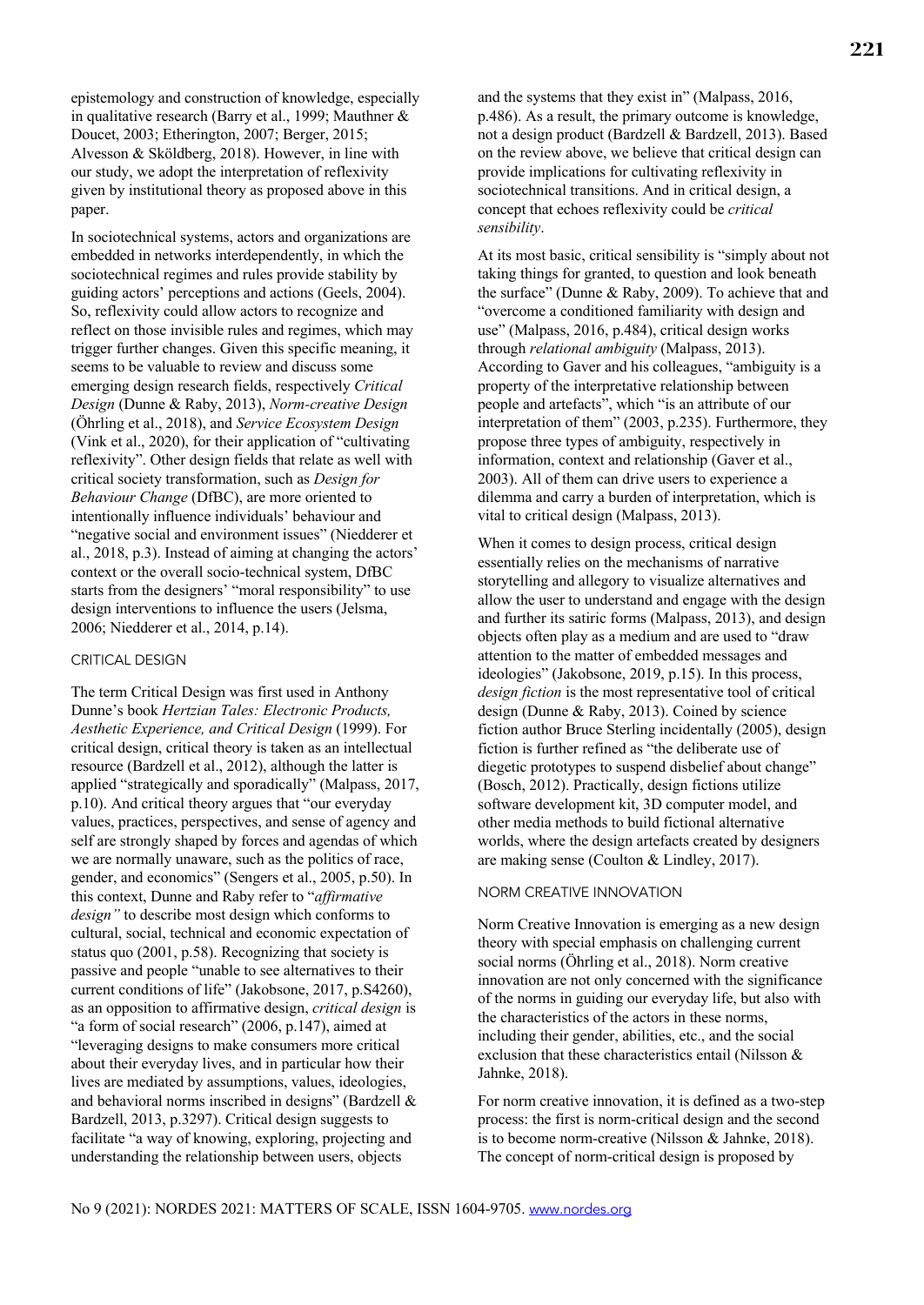epistemology and construction of knowledge, especially in qualitative research (Barry et al., 1999; Mauthner & Doucet, 2003; Etherington, 2007; Berger, 2015; Alvesson & Sköldberg, 2018). However, in line with our study, we adopt the interpretation of reflexivity given by institutional theory as proposed above in this paper.

In sociotechnical systems, actors and organizations are embedded in networks interdependently, in which the sociotechnical regimes and rules provide stability by guiding actors' perceptions and actions (Geels, 2004). So, reflexivity could allow actors to recognize and reflect on those invisible rules and regimes, which may trigger further changes. Given this specific meaning, it seems to be valuable to review and discuss some emerging design research fields, respectively *Critical Design* (Dunne & Raby, 2013), *Norm-creative Design* (Öhrling et al., 2018), and *Service Ecosystem Design* (Vink et al., 2020), for their application of "cultivating reflexivity". Other design fields that relate as well with critical society transformation, such as *Design for Behaviour Change* (DfBC), are more oriented to intentionally influence individuals' behaviour and "negative social and environment issues" (Niedderer et al., 2018, p.3). Instead of aiming at changing the actors' context or the overall socio-technical system, DfBC starts from the designers' "moral responsibility" to use design interventions to influence the users (Jelsma, 2006; Niedderer et al., 2014, p.14).

## CRITICAL DESIGN

The term Critical Design was first used in Anthony Dunne's book *Hertzian Tales: Electronic Products, Aesthetic Experience, and Critical Design* (1999). For critical design, critical theory is taken as an intellectual resource (Bardzell et al., 2012), although the latter is applied "strategically and sporadically" (Malpass, 2017, p.10). And critical theory argues that "our everyday values, practices, perspectives, and sense of agency and self are strongly shaped by forces and agendas of which we are normally unaware, such as the politics of race, gender, and economics" (Sengers et al., 2005, p.50). In this context, Dunne and Raby refer to "*affirmative design"* to describe most design which conforms to cultural, social, technical and economic expectation of status quo (2001, p.58). Recognizing that society is passive and people "unable to see alternatives to their current conditions of life" (Jakobsone, 2017, p.S4260), as an opposition to affirmative design, *critical design* is "a form of social research" (2006, p.147), aimed at "leveraging designs to make consumers more critical about their everyday lives, and in particular how their lives are mediated by assumptions, values, ideologies, and behavioral norms inscribed in designs" (Bardzell & Bardzell, 2013, p.3297). Critical design suggests to facilitate "a way of knowing, exploring, projecting and understanding the relationship between users, objects and the systems that they exist in" (Malpass, 2016, p.486). As a result, the primary outcome is knowledge, not a design product (Bardzell & Bardzell, 2013). Based on the review above, we believe that critical design can provide implications for cultivating reflexivity in sociotechnical transitions. And in critical design, a concept that echoes reflexivity could be *critical sensibility*.

At its most basic, critical sensibility is "simply about not taking things for granted, to question and look beneath the surface" (Dunne & Raby, 2009). To achieve that and "overcome a conditioned familiarity with design and use" (Malpass, 2016, p.484), critical design works through *relational ambiguity* (Malpass, 2013). According to Gaver and his colleagues, "ambiguity is a property of the interpretative relationship between people and artefacts", which "is an attribute of our interpretation of them" (2003, p.235). Furthermore, they propose three types of ambiguity, respectively in information, context and relationship (Gaver et al., 2003). All of them can drive users to experience a dilemma and carry a burden of interpretation, which is vital to critical design (Malpass, 2013).

When it comes to design process, critical design essentially relies on the mechanisms of narrative storytelling and allegory to visualize alternatives and allow the user to understand and engage with the design and further its satiric forms (Malpass, 2013), and design objects often play as a medium and are used to "draw attention to the matter of embedded messages and ideologies" (Jakobsone, 2019, p.15). In this process, *design fiction* is the most representative tool of critical design (Dunne & Raby, 2013). Coined by science fiction author Bruce Sterling incidentally (2005), design fiction is further refined as "the deliberate use of diegetic prototypes to suspend disbelief about change" (Bosch, 2012). Practically, design fictions utilize software development kit, 3D computer model, and other media methods to build fictional alternative worlds, where the design artefacts created by designers are making sense (Coulton & Lindley, 2017).

## NORM CREATIVE INNOVATION

Norm Creative Innovation is emerging as a new design theory with special emphasis on challenging current social norms (Öhrling et al., 2018). Norm creative innovation are not only concerned with the significance of the norms in guiding our everyday life, but also with the characteristics of the actors in these norms, including their gender, abilities, etc., and the social exclusion that these characteristics entail (Nilsson & Jahnke, 2018).

For norm creative innovation, it is defined as a two-step process: the first is norm-critical design and the second is to become norm-creative (Nilsson & Jahnke, 2018). The concept of norm-critical design is proposed by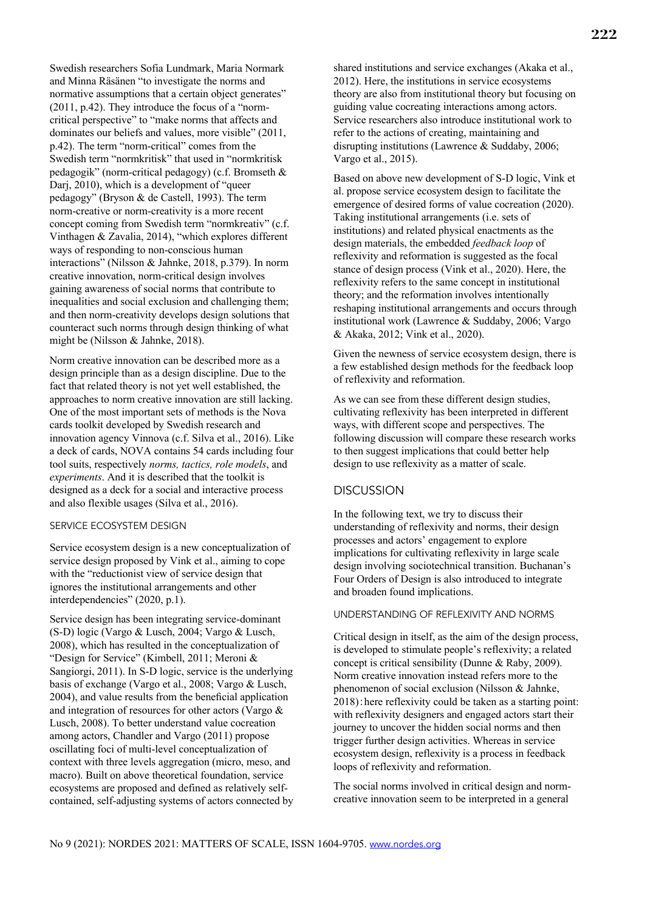Swedish researchers Sofia Lundmark, Maria Normark and Minna Räsänen "to investigate the norms and normative assumptions that a certain object generates" (2011, p.42). They introduce the focus of a "norm-critical perspective" to "make norms that affects and dominates our beliefs and values, more visible" (2011, p.42). The term "norm-critical" comes from the Swedish term "normkritisk" that used in "normkritisk pedagogik" (norm-critical pedagogy) (c.f. Bromseth & Darj, 2010), which is a development of "queer pedagogy" (Bryson & de Castell, 1993). The term norm-creative or norm-creativity is a more recent concept coming from Swedish term "normkreativ" (c.f. Vinthagen & Zavalia, 2014), "which explores different ways of responding to non-conscious human interactions" (Nilsson & Jahnke, 2018, p.379). In norm creative innovation, norm-critical design involves gaining awareness of social norms that contribute to inequalities and social exclusion and challenging them; and then norm-creativity develops design solutions that counteract such norms through design thinking of what might be (Nilsson & Jahnke, 2018).

Norm creative innovation can be described more as a design principle than as a design discipline. Due to the fact that related theory is not yet well established, the approaches to norm creative innovation are still lacking. One of the most important sets of methods is the Nova cards toolkit developed by Swedish research and innovation agency Vinnova (c.f. Silva et al., 2016). Like a deck of cards, NOVA contains 54 cards including four tool suits, respectively *norms, tactics, role models*, and *experiments*. And it is described that the toolkit is designed as a deck for a social and interactive process and also flexible usages (Silva et al., 2016).

### SERVICE ECOSYSTEM DESIGN

Service ecosystem design is a new conceptualization of service design proposed by Vink et al., aiming to cope with the "reductionist view of service design that ignores the institutional arrangements and other interdependencies" (2020, p.1).

Service design has been integrating service-dominant (S-D) logic (Vargo & Lusch, 2004; Vargo & Lusch, 2008), which has resulted in the conceptualization of "Design for Service" (Kimbell, 2011; Meroni & Sangiorgi, 2011). In S-D logic, service is the underlying basis of exchange (Vargo et al., 2008; Vargo & Lusch, 2004), and value results from the beneficial application and integration of resources for other actors (Vargo & Lusch, 2008). To better understand value cocreation among actors, Chandler and Vargo (2011) propose oscillating foci of multi-level conceptualization of context with three levels aggregation (micro, meso, and macro). Built on above theoretical foundation, service ecosystems are proposed and defined as relatively self-contained, self-adjusting systems of actors connected by shared institutions and service exchanges (Akaka et al., 2012). Here, the institutions in service ecosystems theory are also from institutional theory but focusing on guiding value cocreating interactions among actors. Service researchers also introduce institutional work to refer to the actions of creating, maintaining and disrupting institutions (Lawrence & Suddaby, 2006; Vargo et al., 2015).

Based on above new development of S-D logic, Vink et al. propose service ecosystem design to facilitate the emergence of desired forms of value cocreation (2020). Taking institutional arrangements (i.e. sets of institutions) and related physical enactments as the design materials, the embedded *feedback loop* of reflexivity and reformation is suggested as the focal stance of design process (Vink et al., 2020). Here, the reflexivity refers to the same concept in institutional theory; and the reformation involves intentionally reshaping institutional arrangements and occurs through institutional work (Lawrence & Suddaby, 2006; Vargo & Akaka, 2012; Vink et al., 2020).

Given the newness of service ecosystem design, there is a few established design methods for the feedback loop of reflexivity and reformation.

As we can see from these different design studies, cultivating reflexivity has been interpreted in different ways, with different scope and perspectives. The following discussion will compare these research works to then suggest implications that could better help design to use reflexivity as a matter of scale.

## DISCUSSION

In the following text, we try to discuss their understanding of reflexivity and norms, their design processes and actors' engagement to explore implications for cultivating reflexivity in large scale design involving sociotechnical transition. Buchanan's Four Orders of Design is also introduced to integrate and broaden found implications.

### UNDERSTANDING OF REFLEXIVITY AND NORMS

Critical design in itself, as the aim of the design process, is developed to stimulate people's reflexivity; a related concept is critical sensibility (Dunne & Raby, 2009). Norm creative innovation instead refers more to the phenomenon of social exclusion (Nilsson & Jahnke, 2018): here reflexivity could be taken as a starting point: with reflexivity designers and engaged actors start their journey to uncover the hidden social norms and then trigger further design activities. Whereas in service ecosystem design, reflexivity is a process in feedback loops of reflexivity and reformation.

The social norms involved in critical design and norm-creative innovation seem to be interpreted in a general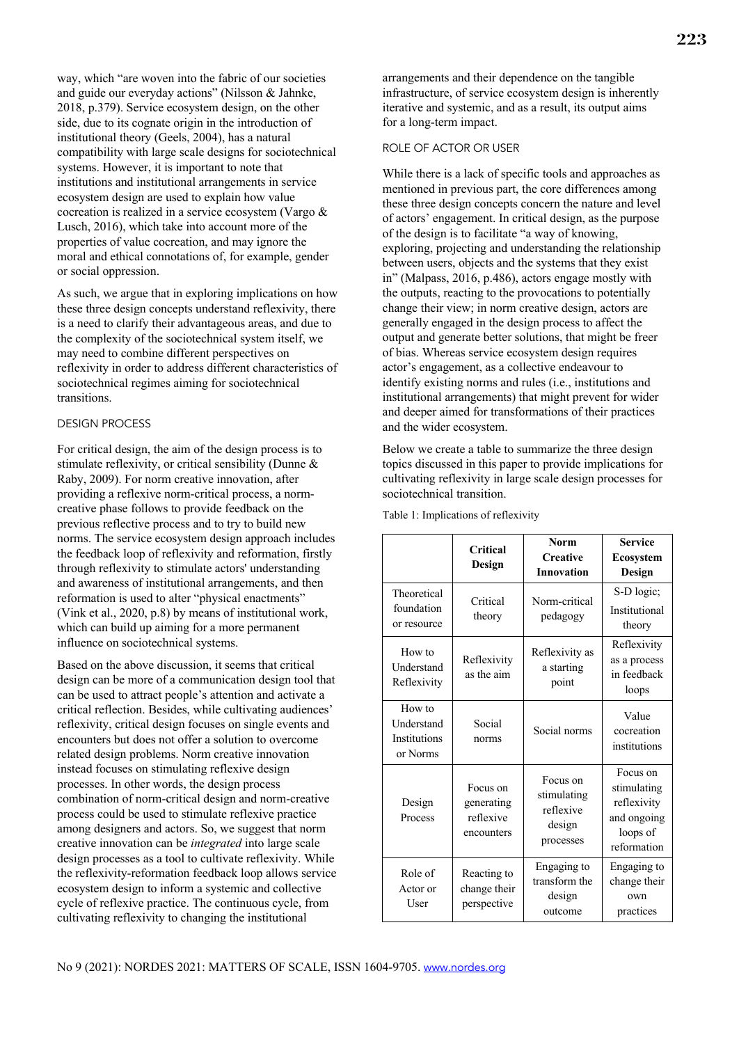way, which "are woven into the fabric of our societies and guide our everyday actions" (Nilsson & Jahnke, 2018, p.379). Service ecosystem design, on the other side, due to its cognate origin in the introduction of institutional theory (Geels, 2004), has a natural compatibility with large scale designs for sociotechnical systems. However, it is important to note that institutions and institutional arrangements in service ecosystem design are used to explain how value cocreation is realized in a service ecosystem (Vargo & Lusch, 2016), which take into account more of the properties of value cocreation, and may ignore the moral and ethical connotations of, for example, gender or social oppression.

As such, we argue that in exploring implications on how these three design concepts understand reflexivity, there is a need to clarify their advantageous areas, and due to the complexity of the sociotechnical system itself, we may need to combine different perspectives on reflexivity in order to address different characteristics of sociotechnical regimes aiming for sociotechnical transitions.

### DESIGN PROCESS

For critical design, the aim of the design process is to stimulate reflexivity, or critical sensibility (Dunne & Raby, 2009). For norm creative innovation, after providing a reflexive norm-critical process, a norm-creative phase follows to provide feedback on the previous reflective process and to try to build new norms. The service ecosystem design approach includes the feedback loop of reflexivity and reformation, firstly through reflexivity to stimulate actors' understanding and awareness of institutional arrangements, and then reformation is used to alter "physical enactments" (Vink et al., 2020, p.8) by means of institutional work, which can build up aiming for a more permanent influence on sociotechnical systems.

Based on the above discussion, it seems that critical design can be more of a communication design tool that can be used to attract people's attention and activate a critical reflection. Besides, while cultivating audiences' reflexivity, critical design focuses on single events and encounters but does not offer a solution to overcome related design problems. Norm creative innovation instead focuses on stimulating reflexive design processes. In other words, the design process combination of norm-critical design and norm-creative process could be used to stimulate reflexive practice among designers and actors. So, we suggest that norm creative innovation can be *integrated* into large scale design processes as a tool to cultivate reflexivity. While the reflexivity-reformation feedback loop allows service ecosystem design to inform a systemic and collective cycle of reflexive practice. The continuous cycle, from cultivating reflexivity to changing the institutional arrangements and their dependence on the tangible infrastructure, of service ecosystem design is inherently iterative and systemic, and as a result, its output aims for a long-term impact.

### ROLE OF ACTOR OR USER

While there is a lack of specific tools and approaches as mentioned in previous part, the core differences among these three design concepts concern the nature and level of actors' engagement. In critical design, as the purpose of the design is to facilitate "a way of knowing, exploring, projecting and understanding the relationship between users, objects and the systems that they exist in" (Malpass, 2016, p.486), actors engage mostly with the outputs, reacting to the provocations to potentially change their view; in norm creative design, actors are generally engaged in the design process to affect the output and generate better solutions, that might be freer of bias. Whereas service ecosystem design requires actor's engagement, as a collective endeavour to identify existing norms and rules (i.e., institutions and institutional arrangements) that might prevent for wider and deeper aimed for transformations of their practices and the wider ecosystem.

Below we create a table to summarize the three design topics discussed in this paper to provide implications for cultivating reflexivity in large scale design processes for sociotechnical transition.

Table 1: Implications of reflexivity

| | **Critical Design** | **Norm Creative Innovation** | **Service Ecosystem Design** |
|---|---|---|---|
| Theoretical foundation or resource | Critical theory | Norm-critical pedagogy | S-D logic; Institutional theory |
| How to Understand Reflexivity | Reflexivity as the aim | Reflexivity as a starting point | Reflexivity as a process in feedback loops |
| How to Understand Institutions or Norms | Social norms | Social norms | Value cocreation institutions |
| Design Process | Focus on generating reflexive encounters | Focus on stimulating reflexive design processes | Focus on stimulating reflexivity and ongoing loops of reformation |
| Role of Actor or User | Reacting to change their perspective | Engaging to transform the design outcome | Engaging to change their own practices |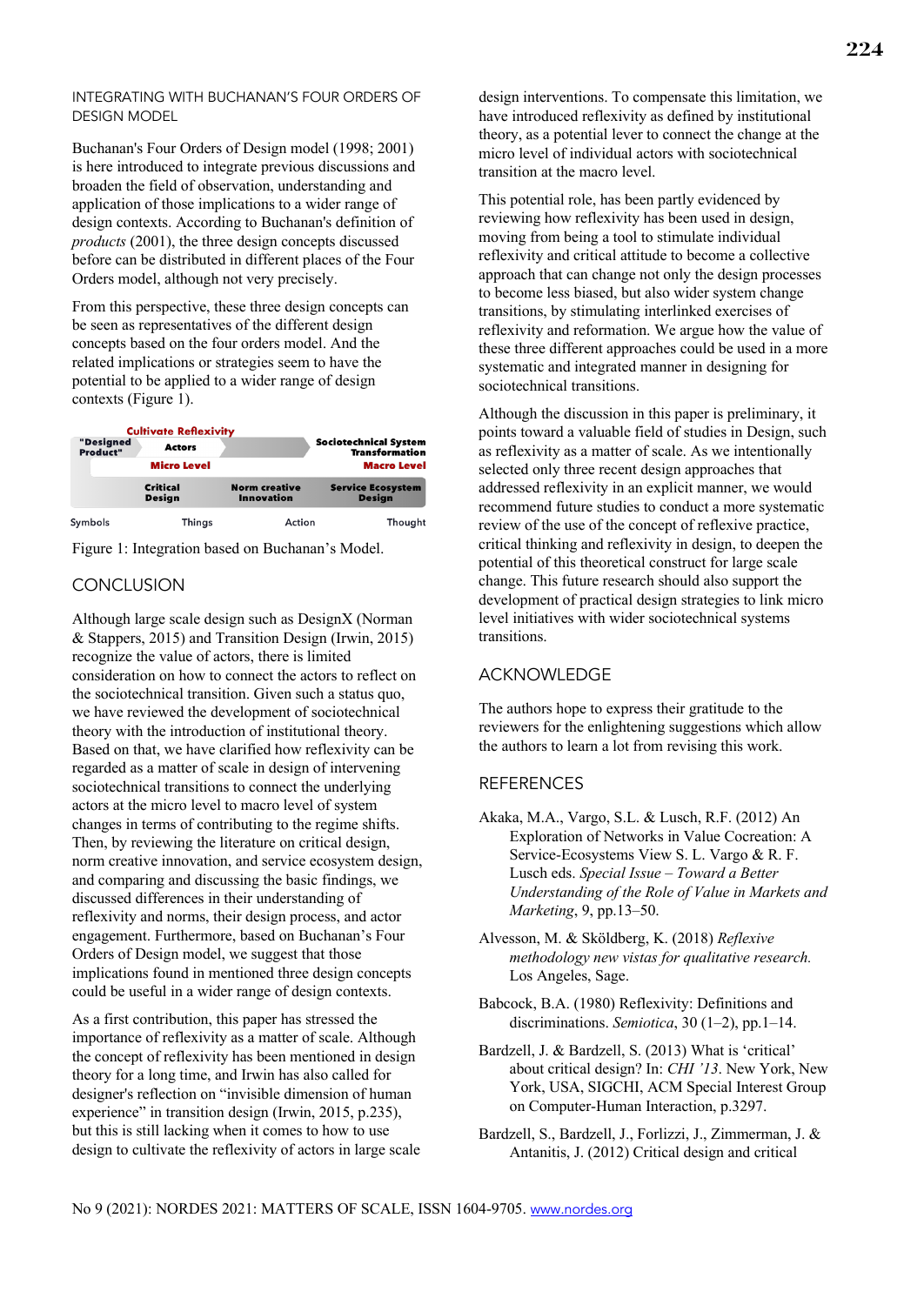### INTEGRATING WITH BUCHANAN'S FOUR ORDERS OF DESIGN MODEL

Buchanan's Four Orders of Design model (1998; 2001) is here introduced to integrate previous discussions and broaden the field of observation, understanding and application of those implications to a wider range of design contexts. According to Buchanan's definition of *products* (2001), the three design concepts discussed before can be distributed in different places of the Four Orders model, although not very precisely.

From this perspective, these three design concepts can be seen as representatives of the different design concepts based on the four orders model. And the related implications or strategies seem to have the potential to be applied to a wider range of design contexts (Figure 1).

| Cultivate Reflexivity | | | |
|---|---|---|---|
| "Designed Product" | Actors | | Sociotechnical System Transformation |
| | Micro Level | | Macro Level |
| | Critical Design | Norm creative Innovation | Service Ecosystem Design |
| Symbols | Things | Action | Thought |

Figure 1: Integration based on Buchanan's Model.

## CONCLUSION

Although large scale design such as DesignX (Norman & Stappers, 2015) and Transition Design (Irwin, 2015) recognize the value of actors, there is limited consideration on how to connect the actors to reflect on the sociotechnical transition. Given such a status quo, we have reviewed the development of sociotechnical theory with the introduction of institutional theory. Based on that, we have clarified how reflexivity can be regarded as a matter of scale in design of intervening sociotechnical transitions to connect the underlying actors at the micro level to macro level of system changes in terms of contributing to the regime shifts. Then, by reviewing the literature on critical design, norm creative innovation, and service ecosystem design, and comparing and discussing the basic findings, we discussed differences in their understanding of reflexivity and norms, their design process, and actor engagement. Furthermore, based on Buchanan's Four Orders of Design model, we suggest that those implications found in mentioned three design concepts could be useful in a wider range of design contexts.

As a first contribution, this paper has stressed the importance of reflexivity as a matter of scale. Although the concept of reflexivity has been mentioned in design theory for a long time, and Irwin has also called for designer's reflection on "invisible dimension of human experience" in transition design (Irwin, 2015, p.235), but this is still lacking when it comes to how to use design to cultivate the reflexivity of actors in large scale design interventions. To compensate this limitation, we have introduced reflexivity as defined by institutional theory, as a potential lever to connect the change at the micro level of individual actors with sociotechnical transition at the macro level.

This potential role, has been partly evidenced by reviewing how reflexivity has been used in design, moving from being a tool to stimulate individual reflexivity and critical attitude to become a collective approach that can change not only the design processes to become less biased, but also wider system change transitions, by stimulating interlinked exercises of reflexivity and reformation. We argue how the value of these three different approaches could be used in a more systematic and integrated manner in designing for sociotechnical transitions.

Although the discussion in this paper is preliminary, it points toward a valuable field of studies in Design, such as reflexivity as a matter of scale. As we intentionally selected only three recent design approaches that addressed reflexivity in an explicit manner, we would recommend future studies to conduct a more systematic review of the use of the concept of reflexive practice, critical thinking and reflexivity in design, to deepen the potential of this theoretical construct for large scale change. This future research should also support the development of practical design strategies to link micro level initiatives with wider sociotechnical systems transitions.

## ACKNOWLEDGE

The authors hope to express their gratitude to the reviewers for the enlightening suggestions which allow the authors to learn a lot from revising this work.

## REFERENCES

Akaka, M.A., Vargo, S.L. & Lusch, R.F. (2012) An Exploration of Networks in Value Cocreation: A Service-Ecosystems View S. L. Vargo & R. F. Lusch eds. *Special Issue – Toward a Better Understanding of the Role of Value in Markets and Marketing*, 9, pp.13–50.

Alvesson, M. & Sköldberg, K. (2018) *Reflexive methodology new vistas for qualitative research.* Los Angeles, Sage.

Babcock, B.A. (1980) Reflexivity: Definitions and discriminations. *Semiotica*, 30 (1–2), pp.1–14.

Bardzell, J. & Bardzell, S. (2013) What is 'critical' about critical design? In: *CHI '13*. New York, New York, USA, SIGCHI, ACM Special Interest Group on Computer-Human Interaction, p.3297.

Bardzell, S., Bardzell, J., Forlizzi, J., Zimmerman, J. & Antanitis, J. (2012) Critical design and critical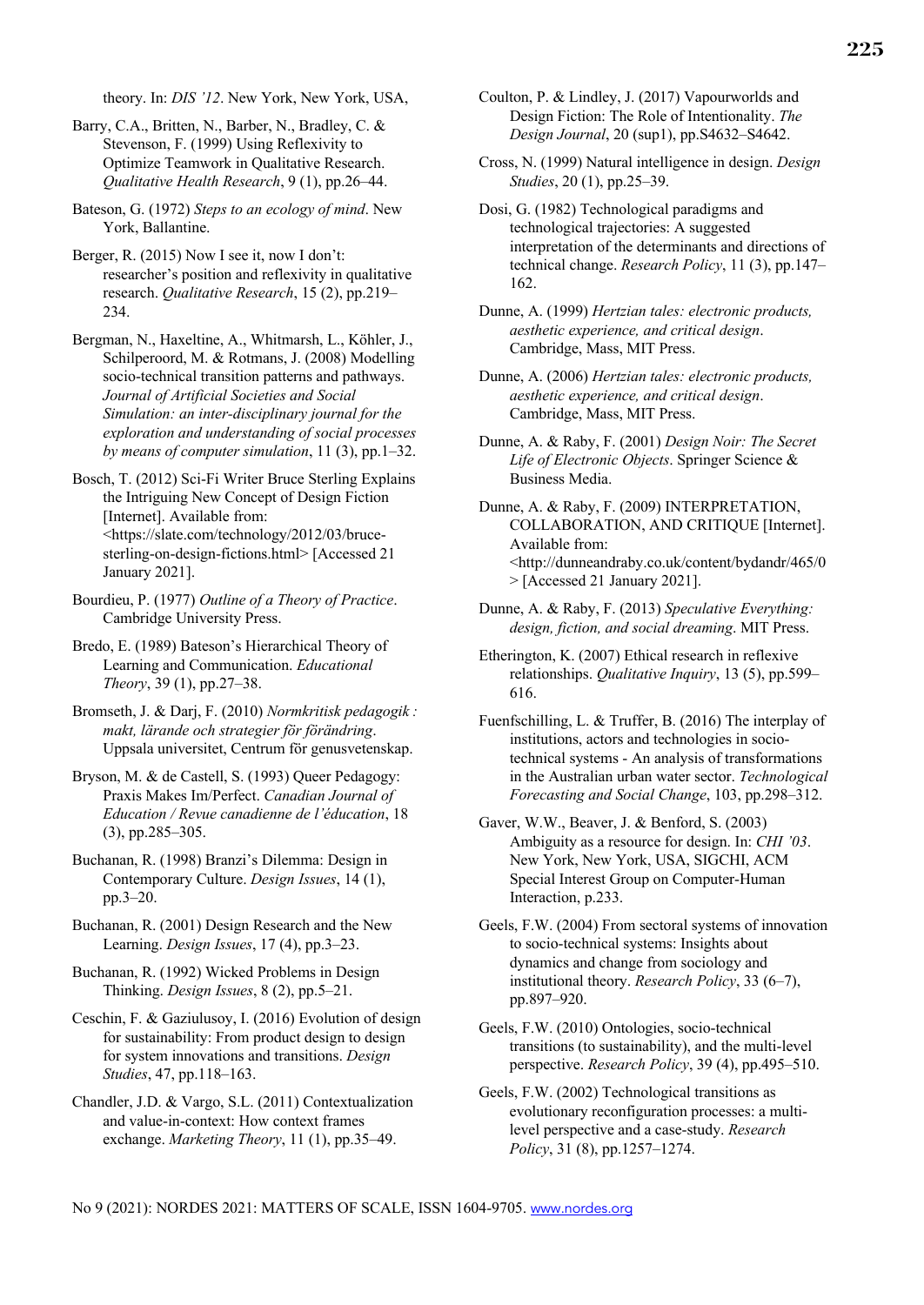theory. In: *DIS '12*. New York, New York, USA,

Barry, C.A., Britten, N., Barber, N., Bradley, C. & Stevenson, F. (1999) Using Reflexivity to Optimize Teamwork in Qualitative Research. *Qualitative Health Research*, 9 (1), pp.26–44.

Bateson, G. (1972) *Steps to an ecology of mind*. New York, Ballantine.

Berger, R. (2015) Now I see it, now I don't: researcher's position and reflexivity in qualitative research. *Qualitative Research*, 15 (2), pp.219–234.

Bergman, N., Haxeltine, A., Whitmarsh, L., Köhler, J., Schilperoord, M. & Rotmans, J. (2008) Modelling socio-technical transition patterns and pathways. *Journal of Artificial Societies and Social Simulation: an inter-disciplinary journal for the exploration and understanding of social processes by means of computer simulation*, 11 (3), pp.1–32.

Bosch, T. (2012) Sci-Fi Writer Bruce Sterling Explains the Intriguing New Concept of Design Fiction [Internet]. Available from: <https://slate.com/technology/2012/03/bruce-sterling-on-design-fictions.html> [Accessed 21 January 2021].

Bourdieu, P. (1977) *Outline of a Theory of Practice*. Cambridge University Press.

Bredo, E. (1989) Bateson's Hierarchical Theory of Learning and Communication. *Educational Theory*, 39 (1), pp.27–38.

Bromseth, J. & Darj, F. (2010) *Normkritisk pedagogik : makt, lärande och strategier för förändring*. Uppsala universitet, Centrum för genusvetenskap.

Bryson, M. & de Castell, S. (1993) Queer Pedagogy: Praxis Makes Im/Perfect. *Canadian Journal of Education / Revue canadienne de l'éducation*, 18 (3), pp.285–305.

Buchanan, R. (1998) Branzi's Dilemma: Design in Contemporary Culture. *Design Issues*, 14 (1), pp.3–20.

Buchanan, R. (2001) Design Research and the New Learning. *Design Issues*, 17 (4), pp.3–23.

Buchanan, R. (1992) Wicked Problems in Design Thinking. *Design Issues*, 8 (2), pp.5–21.

Ceschin, F. & Gaziulusoy, I. (2016) Evolution of design for sustainability: From product design to design for system innovations and transitions. *Design Studies*, 47, pp.118–163.

Chandler, J.D. & Vargo, S.L. (2011) Contextualization and value-in-context: How context frames exchange. *Marketing Theory*, 11 (1), pp.35–49.

Coulton, P. & Lindley, J. (2017) Vapourworlds and Design Fiction: The Role of Intentionality. *The Design Journal*, 20 (sup1), pp.S4632–S4642.

Cross, N. (1999) Natural intelligence in design. *Design Studies*, 20 (1), pp.25–39.

Dosi, G. (1982) Technological paradigms and technological trajectories: A suggested interpretation of the determinants and directions of technical change. *Research Policy*, 11 (3), pp.147–162.

Dunne, A. (1999) *Hertzian tales: electronic products, aesthetic experience, and critical design*. Cambridge, Mass, MIT Press.

Dunne, A. (2006) *Hertzian tales: electronic products, aesthetic experience, and critical design*. Cambridge, Mass, MIT Press.

Dunne, A. & Raby, F. (2001) *Design Noir: The Secret Life of Electronic Objects*. Springer Science & Business Media.

Dunne, A. & Raby, F. (2009) INTERPRETATION, COLLABORATION, AND CRITIQUE [Internet]. Available from: <http://dunneandraby.co.uk/content/bydandr/465/0> [Accessed 21 January 2021].

Dunne, A. & Raby, F. (2013) *Speculative Everything: design, fiction, and social dreaming*. MIT Press.

Etherington, K. (2007) Ethical research in reflexive relationships. *Qualitative Inquiry*, 13 (5), pp.599–616.

Fuenfschilling, L. & Truffer, B. (2016) The interplay of institutions, actors and technologies in socio-technical systems - An analysis of transformations in the Australian urban water sector. *Technological Forecasting and Social Change*, 103, pp.298–312.

Gaver, W.W., Beaver, J. & Benford, S. (2003) Ambiguity as a resource for design. In: *CHI '03*. New York, New York, USA, SIGCHI, ACM Special Interest Group on Computer-Human Interaction, p.233.

Geels, F.W. (2004) From sectoral systems of innovation to socio-technical systems: Insights about dynamics and change from sociology and institutional theory. *Research Policy*, 33 (6–7), pp.897–920.

Geels, F.W. (2010) Ontologies, socio-technical transitions (to sustainability), and the multi-level perspective. *Research Policy*, 39 (4), pp.495–510.

Geels, F.W. (2002) Technological transitions as evolutionary reconfiguration processes: a multi-level perspective and a case-study. *Research Policy*, 31 (8), pp.1257–1274.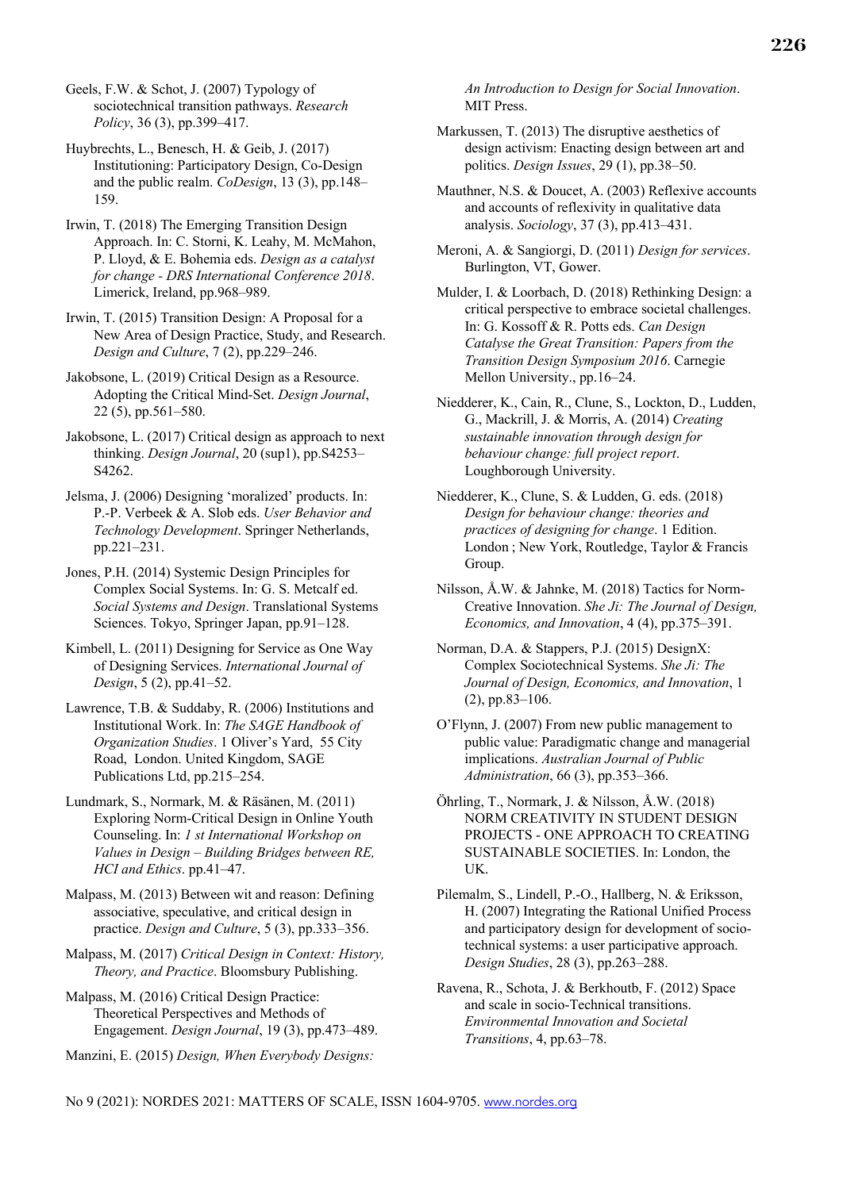Geels, F.W. & Schot, J. (2007) Typology of sociotechnical transition pathways. *Research Policy*, 36 (3), pp.399–417.

Huybrechts, L., Benesch, H. & Geib, J. (2017) Institutioning: Participatory Design, Co-Design and the public realm. *CoDesign*, 13 (3), pp.148–159.

Irwin, T. (2018) The Emerging Transition Design Approach. In: C. Storni, K. Leahy, M. McMahon, P. Lloyd, & E. Bohemia eds. *Design as a catalyst for change - DRS International Conference 2018*. Limerick, Ireland, pp.968–989.

Irwin, T. (2015) Transition Design: A Proposal for a New Area of Design Practice, Study, and Research. *Design and Culture*, 7 (2), pp.229–246.

Jakobsone, L. (2019) Critical Design as a Resource. Adopting the Critical Mind-Set. *Design Journal*, 22 (5), pp.561–580.

Jakobsone, L. (2017) Critical design as approach to next thinking. *Design Journal*, 20 (sup1), pp.S4253–S4262.

Jelsma, J. (2006) Designing 'moralized' products. In: P.-P. Verbeek & A. Slob eds. *User Behavior and Technology Development*. Springer Netherlands, pp.221–231.

Jones, P.H. (2014) Systemic Design Principles for Complex Social Systems. In: G. S. Metcalf ed. *Social Systems and Design*. Translational Systems Sciences. Tokyo, Springer Japan, pp.91–128.

Kimbell, L. (2011) Designing for Service as One Way of Designing Services. *International Journal of Design*, 5 (2), pp.41–52.

Lawrence, T.B. & Suddaby, R. (2006) Institutions and Institutional Work. In: *The SAGE Handbook of Organization Studies*. 1 Oliver's Yard, 55 City Road, London. United Kingdom, SAGE Publications Ltd, pp.215–254.

Lundmark, S., Normark, M. & Räsänen, M. (2011) Exploring Norm-Critical Design in Online Youth Counseling. In: *1 st International Workshop on Values in Design – Building Bridges between RE, HCI and Ethics*. pp.41–47.

Malpass, M. (2013) Between wit and reason: Defining associative, speculative, and critical design in practice. *Design and Culture*, 5 (3), pp.333–356.

Malpass, M. (2017) *Critical Design in Context: History, Theory, and Practice*. Bloomsbury Publishing.

Malpass, M. (2016) Critical Design Practice: Theoretical Perspectives and Methods of Engagement. *Design Journal*, 19 (3), pp.473–489.

Manzini, E. (2015) *Design, When Everybody Designs: An Introduction to Design for Social Innovation*. MIT Press.

Markussen, T. (2013) The disruptive aesthetics of design activism: Enacting design between art and politics. *Design Issues*, 29 (1), pp.38–50.

Mauthner, N.S. & Doucet, A. (2003) Reflexive accounts and accounts of reflexivity in qualitative data analysis. *Sociology*, 37 (3), pp.413–431.

Meroni, A. & Sangiorgi, D. (2011) *Design for services*. Burlington, VT, Gower.

Mulder, I. & Loorbach, D. (2018) Rethinking Design: a critical perspective to embrace societal challenges. In: G. Kossoff & R. Potts eds. *Can Design Catalyse the Great Transition: Papers from the Transition Design Symposium 2016*. Carnegie Mellon University., pp.16–24.

Niedderer, K., Cain, R., Clune, S., Lockton, D., Ludden, G., Mackrill, J. & Morris, A. (2014) *Creating sustainable innovation through design for behaviour change: full project report*. Loughborough University.

Niedderer, K., Clune, S. & Ludden, G. eds. (2018) *Design for behaviour change: theories and practices of designing for change*. 1 Edition. London ; New York, Routledge, Taylor & Francis Group.

Nilsson, Å.W. & Jahnke, M. (2018) Tactics for Norm-Creative Innovation. *She Ji: The Journal of Design, Economics, and Innovation*, 4 (4), pp.375–391.

Norman, D.A. & Stappers, P.J. (2015) DesignX: Complex Sociotechnical Systems. *She Ji: The Journal of Design, Economics, and Innovation*, 1 (2), pp.83–106.

O'Flynn, J. (2007) From new public management to public value: Paradigmatic change and managerial implications. *Australian Journal of Public Administration*, 66 (3), pp.353–366.

Öhrling, T., Normark, J. & Nilsson, Å.W. (2018) NORM CREATIVITY IN STUDENT DESIGN PROJECTS - ONE APPROACH TO CREATING SUSTAINABLE SOCIETIES. In: London, the UK.

Pilemalm, S., Lindell, P.-O., Hallberg, N. & Eriksson, H. (2007) Integrating the Rational Unified Process and participatory design for development of socio-technical systems: a user participative approach. *Design Studies*, 28 (3), pp.263–288.

Ravena, R., Schota, J. & Berkhoutb, F. (2012) Space and scale in socio-Technical transitions. *Environmental Innovation and Societal Transitions*, 4, pp.63–78.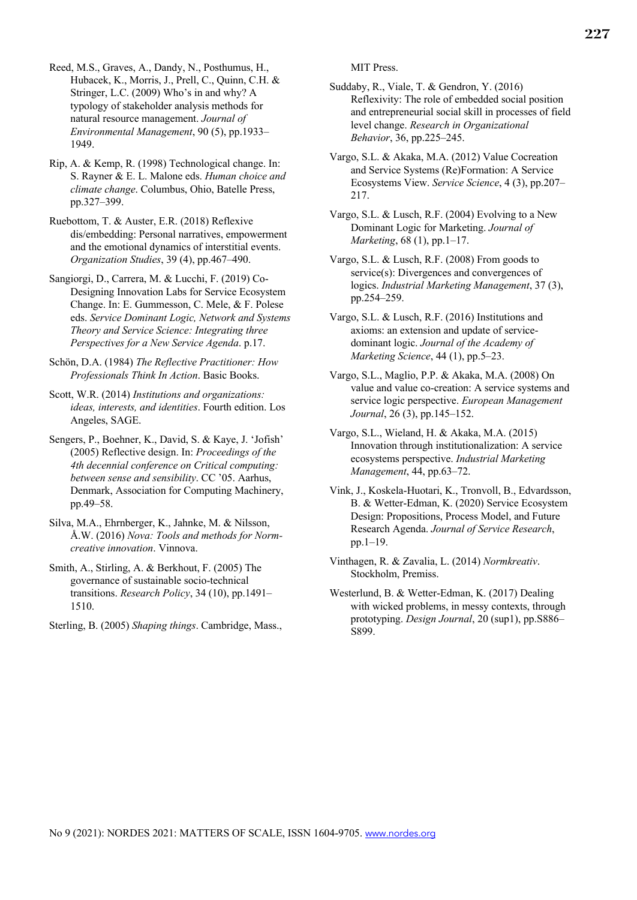Reed, M.S., Graves, A., Dandy, N., Posthumus, H., Hubacek, K., Morris, J., Prell, C., Quinn, C.H. & Stringer, L.C. (2009) Who's in and why? A typology of stakeholder analysis methods for natural resource management. *Journal of Environmental Management*, 90 (5), pp.1933–1949.

Rip, A. & Kemp, R. (1998) Technological change. In: S. Rayner & E. L. Malone eds. *Human choice and climate change*. Columbus, Ohio, Batelle Press, pp.327–399.

Ruebottom, T. & Auster, E.R. (2018) Reflexive dis/embedding: Personal narratives, empowerment and the emotional dynamics of interstitial events. *Organization Studies*, 39 (4), pp.467–490.

Sangiorgi, D., Carrera, M. & Lucchi, F. (2019) Co-Designing Innovation Labs for Service Ecosystem Change. In: E. Gummesson, C. Mele, & F. Polese eds. *Service Dominant Logic, Network and Systems Theory and Service Science: Integrating three Perspectives for a New Service Agenda*. p.17.

Schön, D.A. (1984) *The Reflective Practitioner: How Professionals Think In Action*. Basic Books.

Scott, W.R. (2014) *Institutions and organizations: ideas, interests, and identities*. Fourth edition. Los Angeles, SAGE.

Sengers, P., Boehner, K., David, S. & Kaye, J. 'Jofish' (2005) Reflective design. In: *Proceedings of the 4th decennial conference on Critical computing: between sense and sensibility*. CC '05. Aarhus, Denmark, Association for Computing Machinery, pp.49–58.

Silva, M.A., Ehrnberger, K., Jahnke, M. & Nilsson, Å.W. (2016) *Nova: Tools and methods for Norm-creative innovation*. Vinnova.

Smith, A., Stirling, A. & Berkhout, F. (2005) The governance of sustainable socio-technical transitions. *Research Policy*, 34 (10), pp.1491–1510.

Sterling, B. (2005) *Shaping things*. Cambridge, Mass., MIT Press.

Suddaby, R., Viale, T. & Gendron, Y. (2016) Reflexivity: The role of embedded social position and entrepreneurial social skill in processes of field level change. *Research in Organizational Behavior*, 36, pp.225–245.

Vargo, S.L. & Akaka, M.A. (2012) Value Cocreation and Service Systems (Re)Formation: A Service Ecosystems View. *Service Science*, 4 (3), pp.207–217.

Vargo, S.L. & Lusch, R.F. (2004) Evolving to a New Dominant Logic for Marketing. *Journal of Marketing*, 68 (1), pp.1–17.

Vargo, S.L. & Lusch, R.F. (2008) From goods to service(s): Divergences and convergences of logics. *Industrial Marketing Management*, 37 (3), pp.254–259.

Vargo, S.L. & Lusch, R.F. (2016) Institutions and axioms: an extension and update of service-dominant logic. *Journal of the Academy of Marketing Science*, 44 (1), pp.5–23.

Vargo, S.L., Maglio, P.P. & Akaka, M.A. (2008) On value and value co-creation: A service systems and service logic perspective. *European Management Journal*, 26 (3), pp.145–152.

Vargo, S.L., Wieland, H. & Akaka, M.A. (2015) Innovation through institutionalization: A service ecosystems perspective. *Industrial Marketing Management*, 44, pp.63–72.

Vink, J., Koskela-Huotari, K., Tronvoll, B., Edvardsson, B. & Wetter-Edman, K. (2020) Service Ecosystem Design: Propositions, Process Model, and Future Research Agenda. *Journal of Service Research*, pp.1–19.

Vinthagen, R. & Zavalia, L. (2014) *Normkreativ*. Stockholm, Premiss.

Westerlund, B. & Wetter-Edman, K. (2017) Dealing with wicked problems, in messy contexts, through prototyping. *Design Journal*, 20 (sup1), pp.S886–S899.